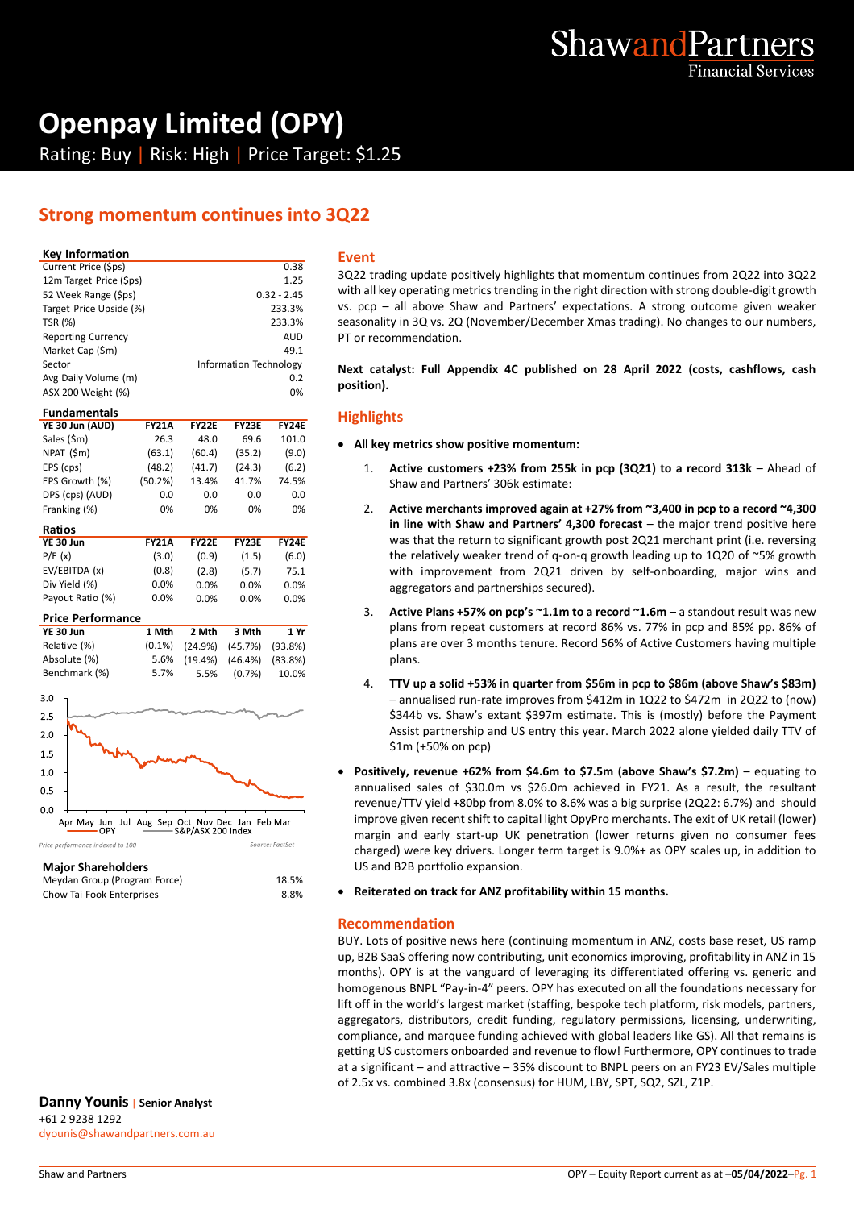# Openpay Limited (OPY)

Rating: Buy | Risk: High | Price Target: $1.25

## Strong momentum continues into 3Q22

### Key Information

| | |
|---|---|
| Current Price ($ps) | 0.38 |
| 12m Target Price ($ps) | 1.25 |
| 52 Week Range ($ps) | 0.32 - 2.45 |
| Target Price Upside (%) | 233.3% |
| TSR (%) | 233.3% |
| Reporting Currency | AUD |
| Market Cap ($m) | 49.1 |
| Sector | Information Technology |
| Avg Daily Volume (m) | 0.2 |
| ASX 200 Weight (%) | 0% |

### Fundamentals

| YE 30 Jun (AUD) | FY21A | FY22E | FY23E | FY24E |
|---|---|---|---|---|
| Sales ($m) | 26.3 | 48.0 | 69.6 | 101.0 |
| NPAT ($m) | (63.1) | (60.4) | (35.2) | (9.0) |
| EPS (cps) | (48.2) | (41.7) | (24.3) | (6.2) |
| EPS Growth (%) | (50.2%) | 13.4% | 41.7% | 74.5% |
| DPS (cps) (AUD) | 0.0 | 0.0 | 0.0 | 0.0 |
| Franking (%) | 0% | 0% | 0% | 0% |

### Ratios

| YE 30 Jun | FY21A | FY22E | FY23E | FY24E |
|---|---|---|---|---|
| P/E (x) | (3.0) | (0.9) | (1.5) | (6.0) |
| EV/EBITDA (x) | (0.8) | (2.8) | (5.7) | 75.1 |
| Div Yield (%) | 0.0% | 0.0% | 0.0% | 0.0% |
| Payout Ratio (%) | 0.0% | 0.0% | 0.0% | 0.0% |

### Price Performance

| YE 30 Jun | 1 Mth | 2 Mth | 3 Mth | 1 Yr |
|---|---|---|---|---|
| Relative (%) | (0.1%) | (24.9%) | (45.7%) | (93.8%) |
| Absolute (%) | 5.6% | (19.4%) | (46.4%) | (83.8%) |
| Benchmark (%) | 5.7% | 5.5% | (0.7%) | 10.0% |

Price performance indexed to 100 — Source: FactSet

### Major Shareholders

| | |
|---|---|
| Meydan Group (Program Force) | 18.5% |
| Chow Tai Fook Enterprises | 8.8% |

**Danny Younis** | Senior Analyst
+61 2 9238 1292
dyounis@shawandpartners.com.au

## Event

3Q22 trading update positively highlights that momentum continues from 2Q22 into 3Q22 with all key operating metrics trending in the right direction with strong double-digit growth vs. pcp – all above Shaw and Partners' expectations. A strong outcome given weaker seasonality in 3Q vs. 2Q (November/December Xmas trading). No changes to our numbers, PT or recommendation.

**Next catalyst: Full Appendix 4C published on 28 April 2022 (costs, cashflows, cash position).**

## Highlights

- **All key metrics show positive momentum:**
  1. **Active customers +23% from 255k in pcp (3Q21) to a record 313k** – Ahead of Shaw and Partners' 306k estimate:
  2. **Active merchants improved again at +27% from ~3,400 in pcp to a record ~4,300 in line with Shaw and Partners' 4,300 forecast** – the major trend positive here was that the return to significant growth post 2Q21 merchant print (i.e. reversing the relatively weaker trend of q-on-q growth leading up to 1Q20 of ~5% growth with improvement from 2Q21 driven by self-onboarding, major wins and aggregators and partnerships secured).
  3. **Active Plans +57% on pcp's ~1.1m to a record ~1.6m** – a standout result was new plans from repeat customers at record 86% vs. 77% in pcp and 85% pp. 86% of plans are over 3 months tenure. Record 56% of Active Customers having multiple plans.
  4. **TTV up a solid +53% in quarter from $56m in pcp to $86m (above Shaw's $83m)** – annualised run-rate improves from $412m in 1Q22 to $472m in 2Q22 to (now) $344b vs. Shaw's extant $397m estimate. This is (mostly) before the Payment Assist partnership and US entry this year. March 2022 alone yielded daily TTV of $1m (+50% on pcp)
- **Positively, revenue +62% from $4.6m to $7.5m (above Shaw's $7.2m)** – equating to annualised sales of $30.0m vs $26.0m achieved in FY21. As a result, the resultant revenue/TTV yield +80bp from 8.0% to 8.6% was a big surprise (2Q22: 6.7%) and should improve given recent shift to capital light OpyPro merchants. The exit of UK retail (lower) margin and early start-up UK penetration (lower returns given no consumer fees charged) were key drivers. Longer term target is 9.0%+ as OPY scales up, in addition to US and B2B portfolio expansion.
- **Reiterated on track for ANZ profitability within 15 months.**

## Recommendation

BUY. Lots of positive news here (continuing momentum in ANZ, costs base reset, US ramp up, B2B SaaS offering now contributing, unit economics improving, profitability in ANZ in 15 months). OPY is at the vanguard of leveraging its differentiated offering vs. generic and homogenous BNPL "Pay-in-4" peers. OPY has executed on all the foundations necessary for lift off in the world's largest market (staffing, bespoke tech platform, risk models, partners, aggregators, distributors, credit funding, regulatory permissions, licensing, underwriting, compliance, and marquee funding achieved with global leaders like GS). All that remains is getting US customers onboarded and revenue to flow! Furthermore, OPY continues to trade at a significant – and attractive – 35% discount to BNPL peers on an FY23 EV/Sales multiple of 2.5x vs. combined 3.8x (consensus) for HUM, LBY, SPT, SQ2, SZL, Z1P.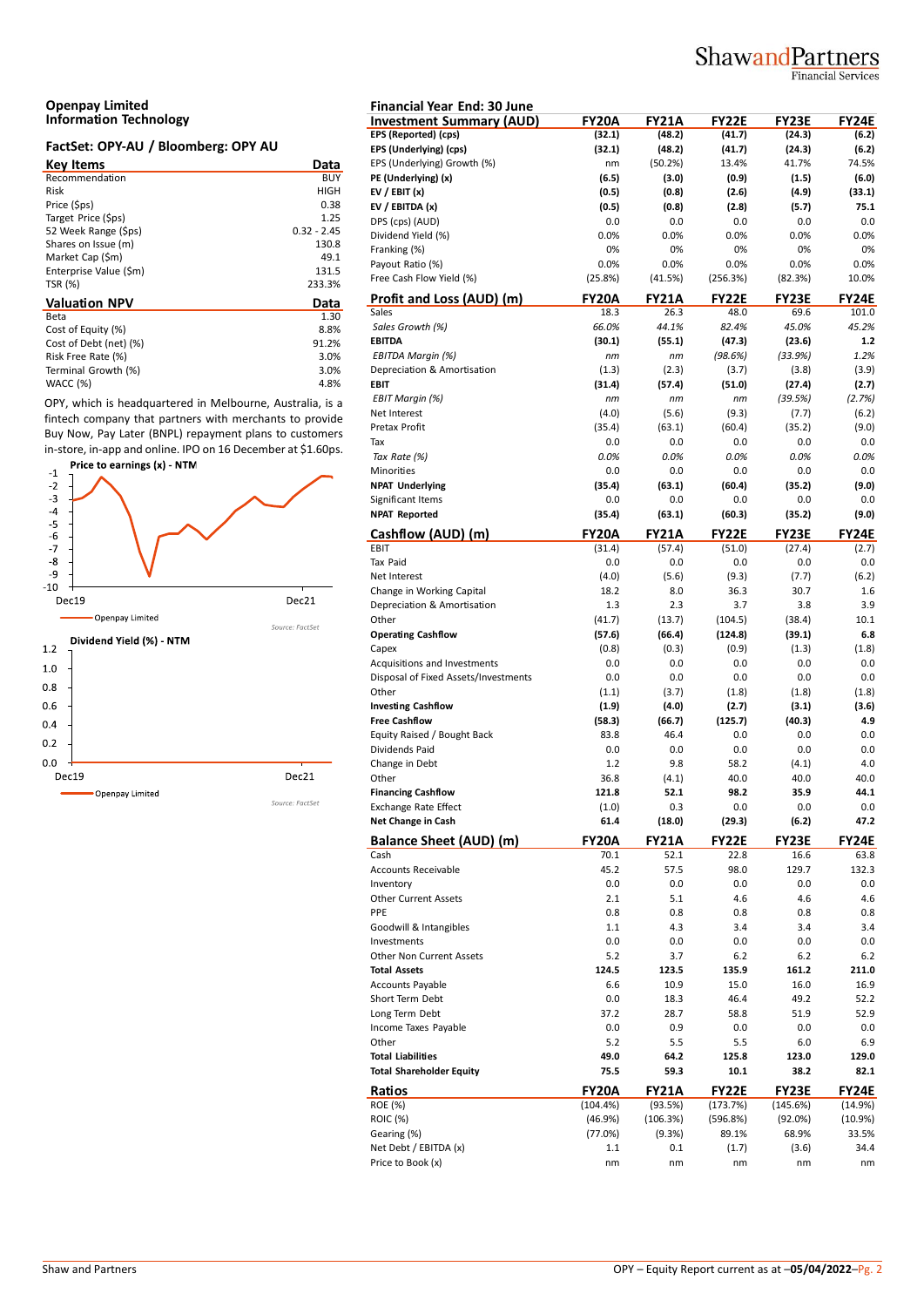# Openpay Limited
## Information Technology

### FactSet: OPY-AU / Bloomberg: OPY AU

| Key Items | Data |
|---|---|
| Recommendation | BUY |
| Risk | HIGH |
| Price ($ps) | 0.38 |
| Target Price ($ps) | 1.25 |
| 52 Week Range ($ps) | 0.32 - 2.45 |
| Shares on Issue (m) | 130.8 |
| Market Cap ($m) | 49.1 |
| Enterprise Value ($m) | 131.5 |
| TSR (%) | 233.3% |

| Valuation NPV | Data |
|---|---|
| Beta | 1.30 |
| Cost of Equity (%) | 8.8% |
| Cost of Debt (net) (%) | 91.2% |
| Risk Free Rate (%) | 3.0% |
| Terminal Growth (%) | 3.0% |
| WACC (%) | 4.8% |

OPY, which is headquartered in Melbourne, Australia, is a fintech company that partners with merchants to provide Buy Now, Pay Later (BNPL) repayment plans to customers in-store, in-app and online. IPO on 16 December at $1.60ps.

**Price to earnings (x) - NTM**

Openpay Limited

Source: FactSet

**Dividend Yield (%) - NTM**

Openpay Limited

Source: FactSet

Financial Year End: 30 June

| Investment Summary (AUD) | FY20A | FY21A | FY22E | FY23E | FY24E |
|---|---|---|---|---|---|
| **EPS (Reported) (cps)** | **(32.1)** | **(48.2)** | **(41.7)** | **(24.3)** | **(6.2)** |
| **EPS (Underlying) (cps)** | **(32.1)** | **(48.2)** | **(41.7)** | **(24.3)** | **(6.2)** |
| EPS (Underlying) Growth (%) | nm | (50.2%) | 13.4% | 41.7% | 74.5% |
| **PE (Underlying) (x)** | **(6.5)** | **(3.0)** | **(0.9)** | **(1.5)** | **(6.0)** |
| **EV / EBIT (x)** | **(0.5)** | **(0.8)** | **(2.6)** | **(4.9)** | **(33.1)** |
| **EV / EBITDA (x)** | **(0.5)** | **(0.8)** | **(2.8)** | **(5.7)** | **75.1** |
| DPS (cps) (AUD) | 0.0 | 0.0 | 0.0 | 0.0 | 0.0 |
| Dividend Yield (%) | 0.0% | 0.0% | 0.0% | 0.0% | 0.0% |
| Franking (%) | 0% | 0% | 0% | 0% | 0% |
| Payout Ratio (%) | 0.0% | 0.0% | 0.0% | 0.0% | 0.0% |
| Free Cash Flow Yield (%) | (25.8%) | (41.5%) | (256.3%) | (82.3%) | 10.0% |

| Profit and Loss (AUD) (m) | FY20A | FY21A | FY22E | FY23E | FY24E |
|---|---|---|---|---|---|
| Sales | 18.3 | 26.3 | 48.0 | 69.6 | 101.0 |
| *Sales Growth (%)* | *66.0%* | *44.1%* | *82.4%* | *45.0%* | *45.2%* |
| **EBITDA** | **(30.1)** | **(55.1)** | **(47.3)** | **(23.6)** | **1.2** |
| *EBITDA Margin (%)* | *nm* | *nm* | *(98.6%)* | *(33.9%)* | *1.2%* |
| Depreciation & Amortisation | (1.3) | (2.3) | (3.7) | (3.8) | (3.9) |
| **EBIT** | **(31.4)** | **(57.4)** | **(51.0)** | **(27.4)** | **(2.7)** |
| *EBIT Margin (%)* | *nm* | *nm* | *nm* | *(39.5%)* | *(2.7%)* |
| Net Interest | (4.0) | (5.6) | (9.3) | (7.7) | (6.2) |
| Pretax Profit | (35.4) | (63.1) | (60.4) | (35.2) | (9.0) |
| Tax | 0.0 | 0.0 | 0.0 | 0.0 | 0.0 |
| *Tax Rate (%)* | *0.0%* | *0.0%* | *0.0%* | *0.0%* | *0.0%* |
| Minorities | 0.0 | 0.0 | 0.0 | 0.0 | 0.0 |
| **NPAT Underlying** | **(35.4)** | **(63.1)** | **(60.4)** | **(35.2)** | **(9.0)** |
| Significant Items | 0.0 | 0.0 | 0.0 | 0.0 | 0.0 |
| **NPAT Reported** | **(35.4)** | **(63.1)** | **(60.3)** | **(35.2)** | **(9.0)** |

| Cashflow (AUD) (m) | FY20A | FY21A | FY22E | FY23E | FY24E |
|---|---|---|---|---|---|
| EBIT | (31.4) | (57.4) | (51.0) | (27.4) | (2.7) |
| Tax Paid | 0.0 | 0.0 | 0.0 | 0.0 | 0.0 |
| Net Interest | (4.0) | (5.6) | (9.3) | (7.7) | (6.2) |
| Change in Working Capital | 18.2 | 8.0 | 36.3 | 30.7 | 1.6 |
| Depreciation & Amortisation | 1.3 | 2.3 | 3.7 | 3.8 | 3.9 |
| Other | (41.7) | (13.7) | (104.5) | (38.4) | 10.1 |
| **Operating Cashflow** | **(57.6)** | **(66.4)** | **(124.8)** | **(39.1)** | **6.8** |
| Capex | (0.8) | (0.3) | (0.9) | (1.3) | (1.8) |
| Acquisitions and Investments | 0.0 | 0.0 | 0.0 | 0.0 | 0.0 |
| Disposal of Fixed Assets/Investments | 0.0 | 0.0 | 0.0 | 0.0 | 0.0 |
| Other | (1.1) | (3.7) | (1.8) | (1.8) | (1.8) |
| **Investing Cashflow** | **(1.9)** | **(4.0)** | **(2.7)** | **(3.1)** | **(3.6)** |
| **Free Cashflow** | **(58.3)** | **(66.7)** | **(125.7)** | **(40.3)** | **4.9** |
| Equity Raised / Bought Back | 83.8 | 46.4 | 0.0 | 0.0 | 0.0 |
| Dividends Paid | 0.0 | 0.0 | 0.0 | 0.0 | 0.0 |
| Change in Debt | 1.2 | 9.8 | 58.2 | (4.1) | 4.0 |
| Other | 36.8 | (4.1) | 40.0 | 40.0 | 40.0 |
| **Financing Cashflow** | **121.8** | **52.1** | **98.2** | **35.9** | **44.1** |
| Exchange Rate Effect | (1.0) | 0.3 | 0.0 | 0.0 | 0.0 |
| **Net Change in Cash** | **61.4** | **(18.0)** | **(29.3)** | **(6.2)** | **47.2** |

| Balance Sheet (AUD) (m) | FY20A | FY21A | FY22E | FY23E | FY24E |
|---|---|---|---|---|---|
| Cash | 70.1 | 52.1 | 22.8 | 16.6 | 63.8 |
| Accounts Receivable | 45.2 | 57.5 | 98.0 | 129.7 | 132.3 |
| Inventory | 0.0 | 0.0 | 0.0 | 0.0 | 0.0 |
| Other Current Assets | 2.1 | 5.1 | 4.6 | 4.6 | 4.6 |
| PPE | 0.8 | 0.8 | 0.8 | 0.8 | 0.8 |
| Goodwill & Intangibles | 1.1 | 4.3 | 3.4 | 3.4 | 3.4 |
| Investments | 0.0 | 0.0 | 0.0 | 0.0 | 0.0 |
| Other Non Current Assets | 5.2 | 3.7 | 6.2 | 6.2 | 6.2 |
| **Total Assets** | **124.5** | **123.5** | **135.9** | **161.2** | **211.0** |
| Accounts Payable | 6.6 | 10.9 | 15.0 | 16.0 | 16.9 |
| Short Term Debt | 0.0 | 18.3 | 46.4 | 49.2 | 52.2 |
| Long Term Debt | 37.2 | 28.7 | 58.8 | 51.9 | 52.9 |
| Income Taxes Payable | 0.0 | 0.9 | 0.0 | 0.0 | 0.0 |
| Other | 5.2 | 5.5 | 5.5 | 6.0 | 6.9 |
| **Total Liabilities** | **49.0** | **64.2** | **125.8** | **123.0** | **129.0** |
| **Total Shareholder Equity** | **75.5** | **59.3** | **10.1** | **38.2** | **82.1** |

| Ratios | FY20A | FY21A | FY22E | FY23E | FY24E |
|---|---|---|---|---|---|
| ROE (%) | (104.4%) | (93.5%) | (173.7%) | (145.6%) | (14.9%) |
| ROIC (%) | (46.9%) | (106.3%) | (596.8%) | (92.0%) | (10.9%) |
| Gearing (%) | (77.0%) | (9.3%) | 89.1% | 68.9% | 33.5% |
| Net Debt / EBITDA (x) | 1.1 | 0.1 | (1.7) | (3.6) | 34.4 |
| Price to Book (x) | nm | nm | nm | nm | nm |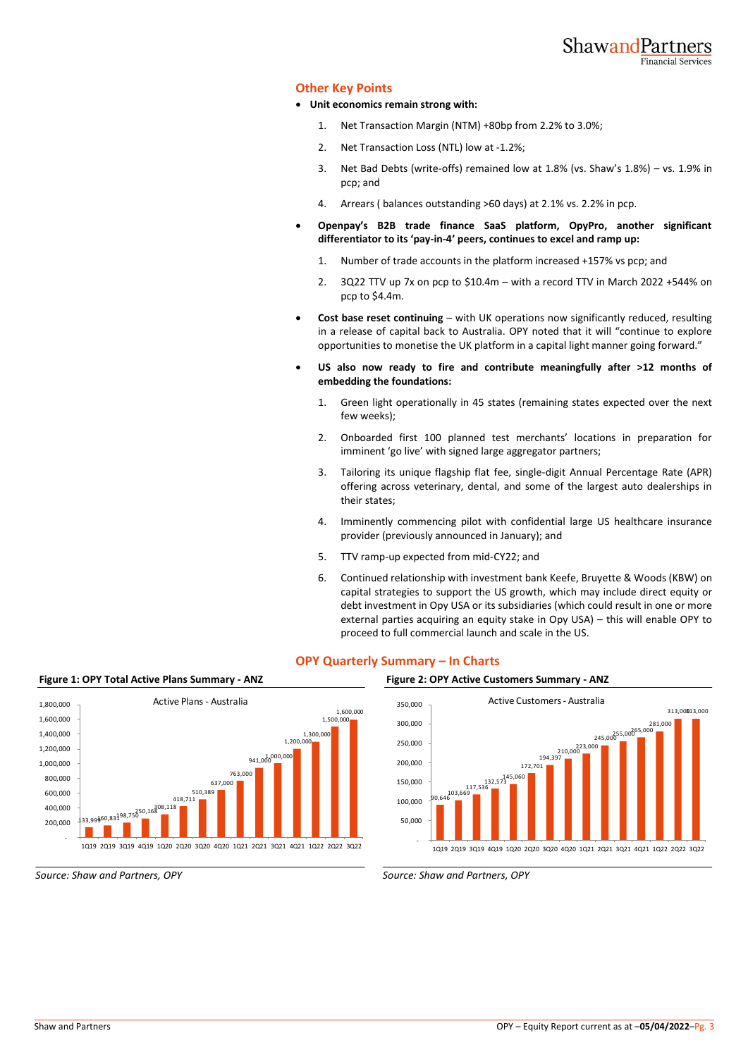## Other Key Points

- **Unit economics remain strong with:**
  1. Net Transaction Margin (NTM) +80bp from 2.2% to 3.0%;
  2. Net Transaction Loss (NTL) low at -1.2%;
  3. Net Bad Debts (write-offs) remained low at 1.8% (vs. Shaw's 1.8%) – vs. 1.9% in pcp; and
  4. Arrears ( balances outstanding >60 days) at 2.1% vs. 2.2% in pcp.
- **Openpay's B2B trade finance SaaS platform, OpyPro, another significant differentiator to its 'pay-in-4' peers, continues to excel and ramp up:**
  1. Number of trade accounts in the platform increased +157% vs pcp; and
  2. 3Q22 TTV up 7x on pcp to $10.4m – with a record TTV in March 2022 +544% on pcp to $4.4m.
- **Cost base reset continuing** – with UK operations now significantly reduced, resulting in a release of capital back to Australia. OPY noted that it will "continue to explore opportunities to monetise the UK platform in a capital light manner going forward."
- **US also now ready to fire and contribute meaningfully after >12 months of embedding the foundations:**
  1. Green light operationally in 45 states (remaining states expected over the next few weeks);
  2. Onboarded first 100 planned test merchants' locations in preparation for imminent 'go live' with signed large aggregator partners;
  3. Tailoring its unique flagship flat fee, single-digit Annual Percentage Rate (APR) offering across veterinary, dental, and some of the largest auto dealerships in their states;
  4. Imminently commencing pilot with confidential large US healthcare insurance provider (previously announced in January); and
  5. TTV ramp-up expected from mid-CY22; and
  6. Continued relationship with investment bank Keefe, Bruyette & Woods (KBW) on capital strategies to support the US growth, which may include direct equity or debt investment in Opy USA or its subsidiaries (which could result in one or more external parties acquiring an equity stake in Opy USA) – this will enable OPY to proceed to full commercial launch and scale in the US.

## OPY Quarterly Summary – In Charts

**Figure 1: OPY Total Active Plans Summary - ANZ**

Active Plans - Australia

| Quarter | Active Plans |
|---|---|
| 1Q19 | 133,999 |
| 2Q19 | 160,831 |
| 3Q19 | 198,750 |
| 4Q19 | 250,168 |
| 1Q20 | 308,118 |
| 2Q20 | 418,711 |
| 3Q20 | 510,389 |
| 4Q20 | 637,000 |
| 1Q21 | 763,000 |
| 2Q21 | 941,000 |
| 3Q21 | 1,000,000 |
| 4Q21 | 1,200,000 |
| 1Q22 | 1,300,000 |
| 2Q22 | 1,500,000 |
| 3Q22 | 1,600,000 |

*Source: Shaw and Partners, OPY*

**Figure 2: OPY Active Customers Summary - ANZ**

Active Customers - Australia

| Quarter | Active Customers |
|---|---|
| 1Q19 | 90,646 |
| 2Q19 | 103,669 |
| 3Q19 | 117,536 |
| 4Q19 | 132,573 |
| 1Q20 | 145,060 |
| 2Q20 | 172,701 |
| 3Q20 | 194,397 |
| 4Q20 | 210,000 |
| 1Q21 | 223,000 |
| 2Q21 | 245,000 |
| 3Q21 | 255,000 |
| 4Q21 | 265,000 |
| 1Q22 | 281,000 |
| 2Q22 | 313,000 |
| 3Q22 | 313,000 |

*Source: Shaw and Partners, OPY*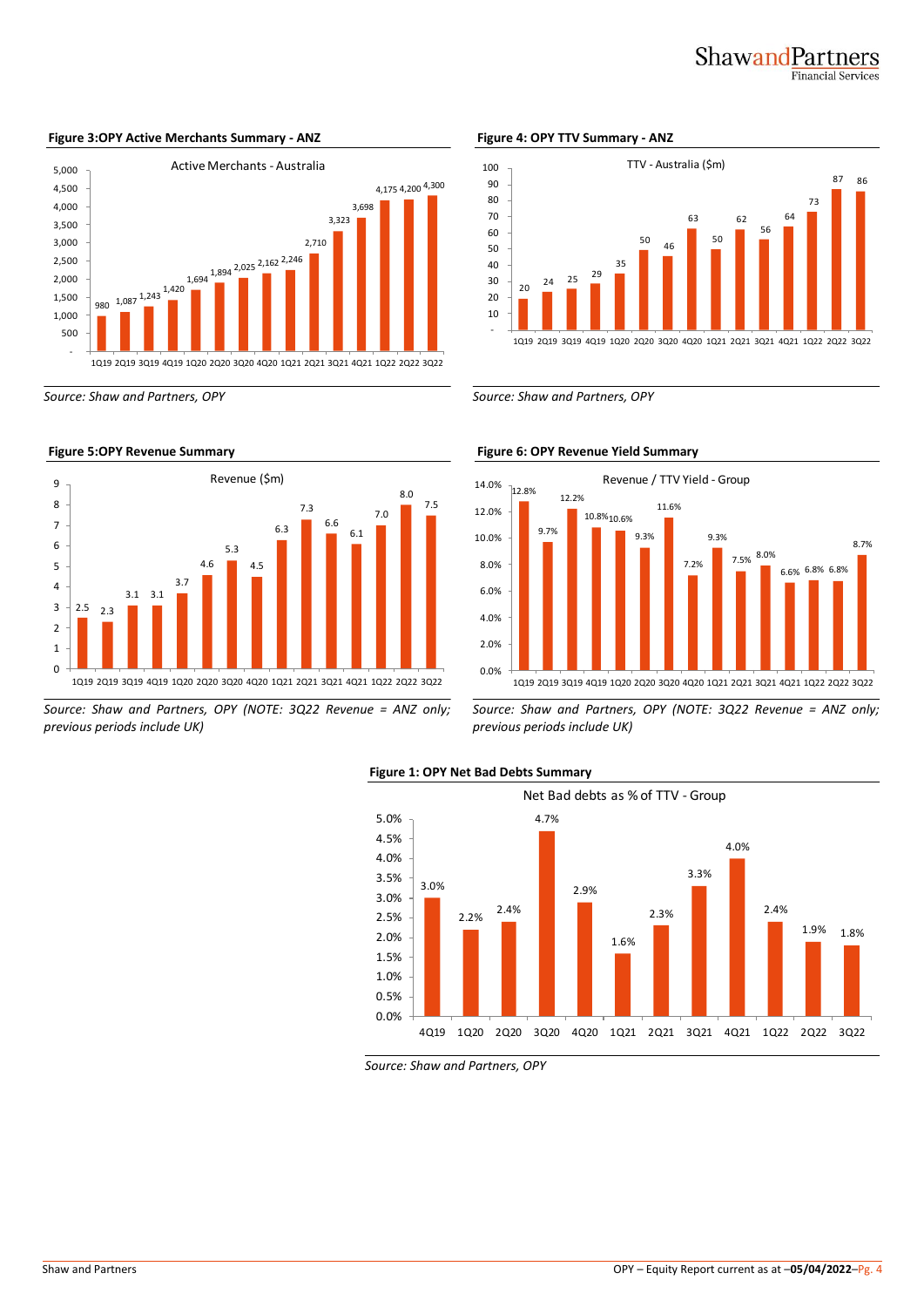**Figure 3:OPY Active Merchants Summary - ANZ**

Active Merchants - Australia

| Quarter | Active Merchants |
|---|---|
| 1Q19 | 980 |
| 2Q19 | 1,087 |
| 3Q19 | 1,243 |
| 4Q19 | 1,420 |
| 1Q20 | 1,694 |
| 2Q20 | 1,894 |
| 3Q20 | 2,025 |
| 4Q20 | 2,162 |
| 1Q21 | 2,246 |
| 2Q21 | 2,710 |
| 3Q21 | 3,323 |
| 4Q21 | 3,698 |
| 1Q22 | 4,175 |
| 2Q22 | 4,200 |
| 3Q22 | 4,300 |

*Source: Shaw and Partners, OPY*

**Figure 4: OPY TTV Summary - ANZ**

TTV - Australia ($m)

| Quarter | TTV ($m) |
|---|---|
| 1Q19 | 20 |
| 2Q19 | 24 |
| 3Q19 | 25 |
| 4Q19 | 29 |
| 1Q20 | 35 |
| 2Q20 | 50 |
| 3Q20 | 46 |
| 4Q20 | 63 |
| 1Q21 | 50 |
| 2Q21 | 62 |
| 3Q21 | 56 |
| 4Q21 | 64 |
| 1Q22 | 73 |
| 2Q22 | 87 |
| 3Q22 | 86 |

*Source: Shaw and Partners, OPY*

**Figure 5:OPY Revenue Summary**

Revenue ($m)

| Quarter | Revenue ($m) |
|---|---|
| 1Q19 | 2.5 |
| 2Q19 | 2.3 |
| 3Q19 | 3.1 |
| 4Q19 | 3.1 |
| 1Q20 | 3.7 |
| 2Q20 | 4.6 |
| 3Q20 | 5.3 |
| 4Q20 | 4.5 |
| 1Q21 | 6.3 |
| 2Q21 | 7.3 |
| 3Q21 | 6.6 |
| 4Q21 | 6.1 |
| 1Q22 | 7.0 |
| 2Q22 | 8.0 |
| 3Q22 | 7.5 |

*Source: Shaw and Partners, OPY (NOTE: 3Q22 Revenue = ANZ only; previous periods include UK)*

**Figure 6: OPY Revenue Yield Summary**

Revenue / TTV Yield - Group

| Quarter | Yield |
|---|---|
| 1Q19 | 12.8% |
| 2Q19 | 9.7% |
| 3Q19 | 12.2% |
| 4Q19 | 10.8% |
| 1Q20 | 10.6% |
| 2Q20 | 9.3% |
| 3Q20 | 11.6% |
| 4Q20 | 7.2% |
| 1Q21 | 9.3% |
| 2Q21 | 7.5% |
| 3Q21 | 8.0% |
| 4Q21 | 6.6% |
| 1Q22 | 6.8% |
| 2Q22 | 6.8% |
| 3Q22 | 8.7% |

*Source: Shaw and Partners, OPY (NOTE: 3Q22 Revenue = ANZ only; previous periods include UK)*

**Figure 1: OPY Net Bad Debts Summary**

Net Bad debts as % of TTV - Group

| Quarter | Net Bad Debts % of TTV |
|---|---|
| 4Q19 | 3.0% |
| 1Q20 | 2.2% |
| 2Q20 | 2.4% |
| 3Q20 | 4.7% |
| 4Q20 | 2.9% |
| 1Q21 | 1.6% |
| 2Q21 | 2.3% |
| 3Q21 | 3.3% |
| 4Q21 | 4.0% |
| 1Q22 | 2.4% |
| 2Q22 | 1.9% |
| 3Q22 | 1.8% |

*Source: Shaw and Partners, OPY*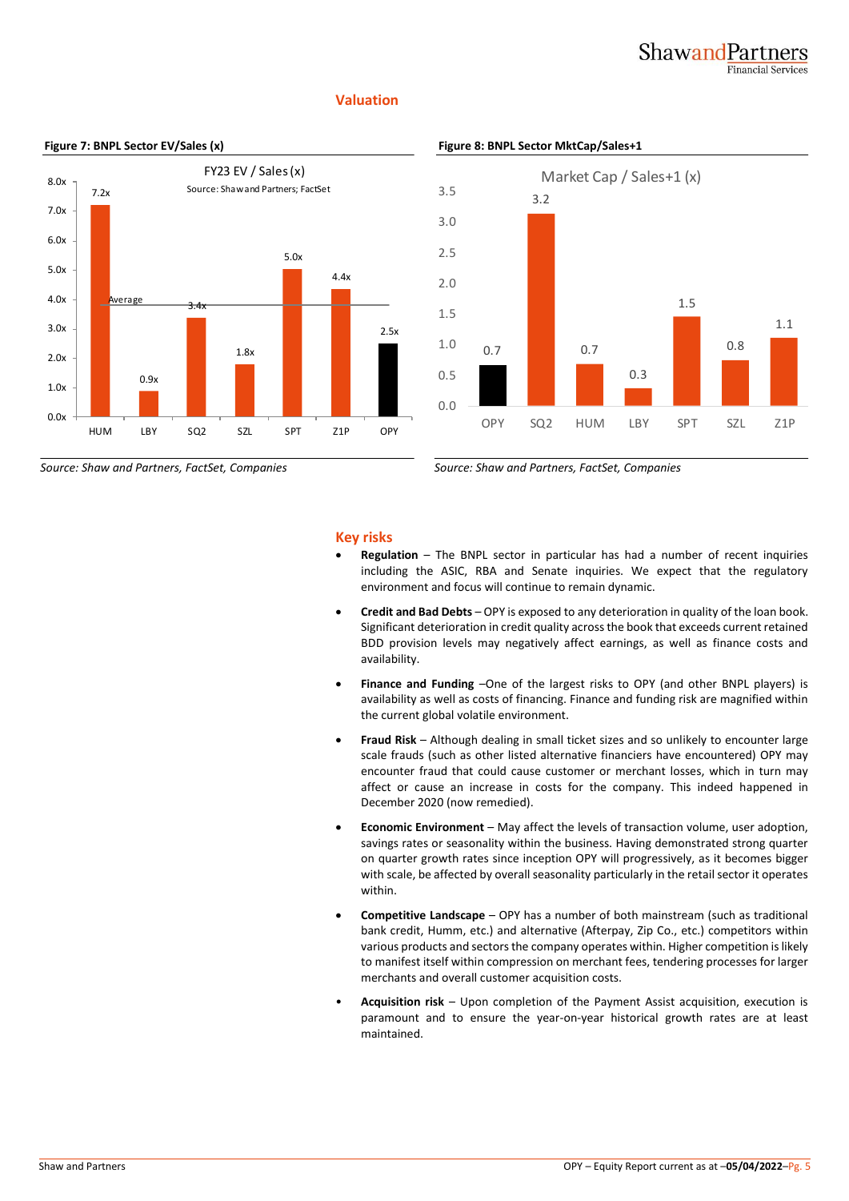## Valuation

**Figure 7: BNPL Sector EV/Sales (x)**

FY23 EV / Sales (x)

| Company | EV/Sales |
|---|---|
| HUM | 7.2x |
| LBY | 0.9x |
| SQ2 | 3.4x |
| SZL | 1.8x |
| SPT | 5.0x |
| Z1P | 4.4x |
| OPY | 2.5x |

*Source: Shaw and Partners, FactSet, Companies*

**Figure 8: BNPL Sector MktCap/Sales+1**

Market Cap / Sales+1 (x)

| Company | MktCap/Sales+1 |
|---|---|
| OPY | 0.7 |
| SQ2 | 3.2 |
| HUM | 0.7 |
| LBY | 0.3 |
| SPT | 1.5 |
| SZL | 0.8 |
| Z1P | 1.1 |

*Source: Shaw and Partners, FactSet, Companies*

## Key risks

- **Regulation** – The BNPL sector in particular has had a number of recent inquiries including the ASIC, RBA and Senate inquiries. We expect that the regulatory environment and focus will continue to remain dynamic.
- **Credit and Bad Debts** – OPY is exposed to any deterioration in quality of the loan book. Significant deterioration in credit quality across the book that exceeds current retained BDD provision levels may negatively affect earnings, as well as finance costs and availability.
- **Finance and Funding** –One of the largest risks to OPY (and other BNPL players) is availability as well as costs of financing. Finance and funding risk are magnified within the current global volatile environment.
- **Fraud Risk** – Although dealing in small ticket sizes and so unlikely to encounter large scale frauds (such as other listed alternative financiers have encountered) OPY may encounter fraud that could cause customer or merchant losses, which in turn may affect or cause an increase in costs for the company. This indeed happened in December 2020 (now remedied).
- **Economic Environment** – May affect the levels of transaction volume, user adoption, savings rates or seasonality within the business. Having demonstrated strong quarter on quarter growth rates since inception OPY will progressively, as it becomes bigger with scale, be affected by overall seasonality particularly in the retail sector it operates within.
- **Competitive Landscape** – OPY has a number of both mainstream (such as traditional bank credit, Humm, etc.) and alternative (Afterpay, Zip Co., etc.) competitors within various products and sectors the company operates within. Higher competition is likely to manifest itself within compression on merchant fees, tendering processes for larger merchants and overall customer acquisition costs.
- **Acquisition risk** – Upon completion of the Payment Assist acquisition, execution is paramount and to ensure the year-on-year historical growth rates are at least maintained.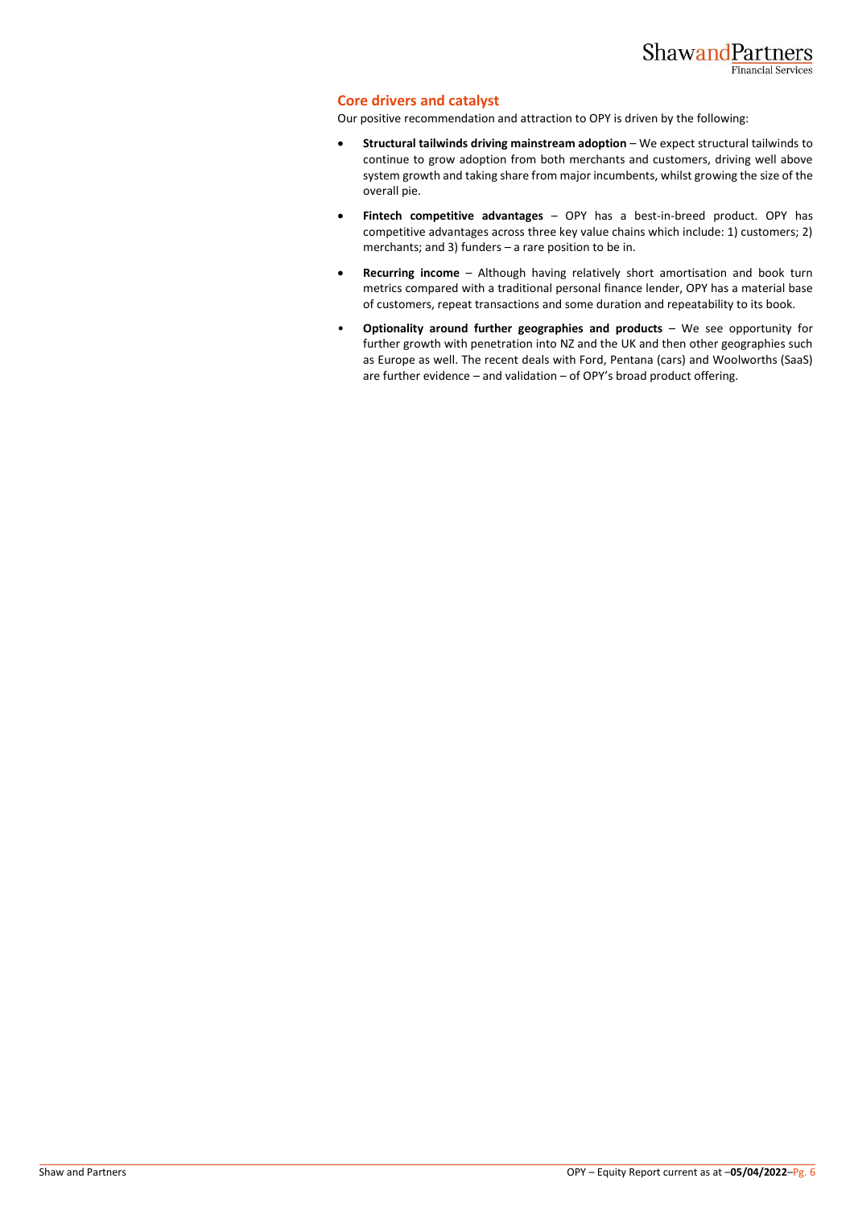## Core drivers and catalyst

Our positive recommendation and attraction to OPY is driven by the following:

- **Structural tailwinds driving mainstream adoption** – We expect structural tailwinds to continue to grow adoption from both merchants and customers, driving well above system growth and taking share from major incumbents, whilst growing the size of the overall pie.
- **Fintech competitive advantages** – OPY has a best-in-breed product. OPY has competitive advantages across three key value chains which include: 1) customers; 2) merchants; and 3) funders – a rare position to be in.
- **Recurring income** – Although having relatively short amortisation and book turn metrics compared with a traditional personal finance lender, OPY has a material base of customers, repeat transactions and some duration and repeatability to its book.
- **Optionality around further geographies and products** – We see opportunity for further growth with penetration into NZ and the UK and then other geographies such as Europe as well. The recent deals with Ford, Pentana (cars) and Woolworths (SaaS) are further evidence – and validation – of OPY's broad product offering.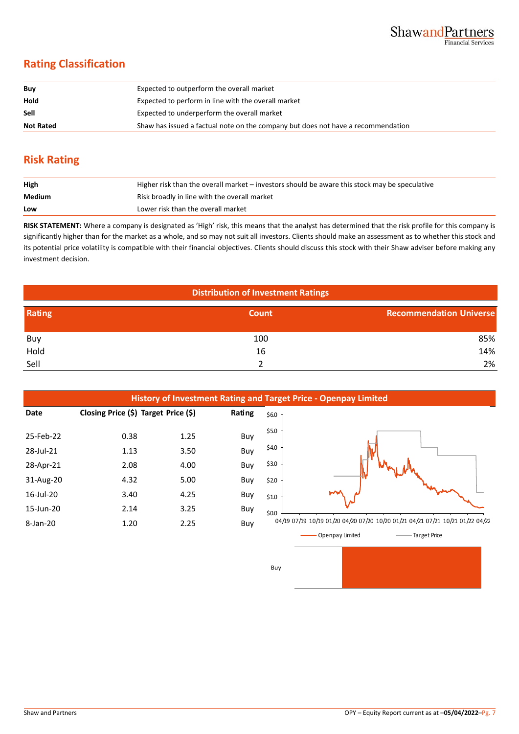## Rating Classification

| | |
|---|---|
| **Buy** | Expected to outperform the overall market |
| **Hold** | Expected to perform in line with the overall market |
| **Sell** | Expected to underperform the overall market |
| **Not Rated** | Shaw has issued a factual note on the company but does not have a recommendation |

## Risk Rating

| | |
|---|---|
| **High** | Higher risk than the overall market – investors should be aware this stock may be speculative |
| **Medium** | Risk broadly in line with the overall market |
| **Low** | Lower risk than the overall market |

**RISK STATEMENT:** Where a company is designated as 'High' risk, this means that the analyst has determined that the risk profile for this company is significantly higher than for the market as a whole, and so may not suit all investors. Clients should make an assessment as to whether this stock and its potential price volatility is compatible with their financial objectives. Clients should discuss this stock with their Shaw adviser before making any investment decision.

**Distribution of Investment Ratings**

| Rating | Count | Recommendation Universe |
|---|---|---|
| Buy | 100 | 85% |
| Hold | 16 | 14% |
| Sell | 2 | 2% |

**History of Investment Rating and Target Price - Openpay Limited**

| Date | Closing Price ($) | Target Price ($) | Rating |
|---|---|---|---|
| 25-Feb-22 | 0.38 | 1.25 | Buy |
| 28-Jul-21 | 1.13 | 3.50 | Buy |
| 28-Apr-21 | 2.08 | 4.00 | Buy |
| 31-Aug-20 | 4.32 | 5.00 | Buy |
| 16-Jul-20 | 3.40 | 4.25 | Buy |
| 15-Jun-20 | 2.14 | 3.25 | Buy |
| 8-Jan-20 | 1.20 | 2.25 | Buy |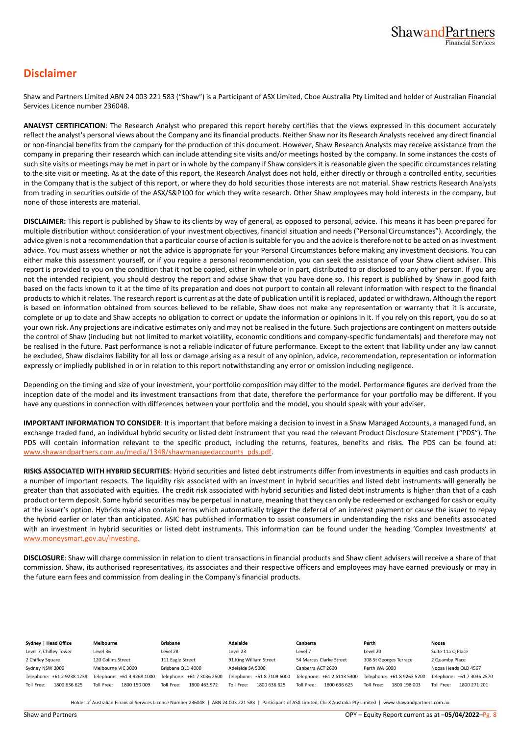# Disclaimer

Shaw and Partners Limited ABN 24 003 221 583 ("Shaw") is a Participant of ASX Limited, Cboe Australia Pty Limited and holder of Australian Financial Services Licence number 236048.

**ANALYST CERTIFICATION**: The Research Analyst who prepared this report hereby certifies that the views expressed in this document accurately reflect the analyst's personal views about the Company and its financial products. Neither Shaw nor its Research Analysts received any direct financial or non-financial benefits from the company for the production of this document. However, Shaw Research Analysts may receive assistance from the company in preparing their research which can include attending site visits and/or meetings hosted by the company. In some instances the costs of such site visits or meetings may be met in part or in whole by the company if Shaw considers it is reasonable given the specific circumstances relating to the site visit or meeting. As at the date of this report, the Research Analyst does not hold, either directly or through a controlled entity, securities in the Company that is the subject of this report, or where they do hold securities those interests are not material. Shaw restricts Research Analysts from trading in securities outside of the ASX/S&P100 for which they write research. Other Shaw employees may hold interests in the company, but none of those interests are material.

**DISCLAIMER:** This report is published by Shaw to its clients by way of general, as opposed to personal, advice. This means it has been prepared for multiple distribution without consideration of your investment objectives, financial situation and needs ("Personal Circumstances"). Accordingly, the advice given is not a recommendation that a particular course of action is suitable for you and the advice is therefore not to be acted on as investment advice. You must assess whether or not the advice is appropriate for your Personal Circumstances before making any investment decisions. You can either make this assessment yourself, or if you require a personal recommendation, you can seek the assistance of your Shaw client adviser. This report is provided to you on the condition that it not be copied, either in whole or in part, distributed to or disclosed to any other person. If you are not the intended recipient, you should destroy the report and advise Shaw that you have done so. This report is published by Shaw in good faith based on the facts known to it at the time of its preparation and does not purport to contain all relevant information with respect to the financial products to which it relates. The research report is current as at the date of publication until it is replaced, updated or withdrawn. Although the report is based on information obtained from sources believed to be reliable, Shaw does not make any representation or warranty that it is accurate, complete or up to date and Shaw accepts no obligation to correct or update the information or opinions in it. If you rely on this report, you do so at your own risk. Any projections are indicative estimates only and may not be realised in the future. Such projections are contingent on matters outside the control of Shaw (including but not limited to market volatility, economic conditions and company-specific fundamentals) and therefore may not be realised in the future. Past performance is not a reliable indicator of future performance. Except to the extent that liability under any law cannot be excluded, Shaw disclaims liability for all loss or damage arising as a result of any opinion, advice, recommendation, representation or information expressly or impliedly published in or in relation to this report notwithstanding any error or omission including negligence.

Depending on the timing and size of your investment, your portfolio composition may differ to the model. Performance figures are derived from the inception date of the model and its investment transactions from that date, therefore the performance for your portfolio may be different. If you have any questions in connection with differences between your portfolio and the model, you should speak with your adviser.

**IMPORTANT INFORMATION TO CONSIDER**: It is important that before making a decision to invest in a Shaw Managed Accounts, a managed fund, an exchange traded fund, an individual hybrid security or listed debt instrument that you read the relevant Product Disclosure Statement ("PDS"). The PDS will contain information relevant to the specific product, including the returns, features, benefits and risks. The PDS can be found at: www.shawandpartners.com.au/media/1348/shawmanagedaccounts_pds.pdf.

**RISKS ASSOCIATED WITH HYBRID SECURITIES**: Hybrid securities and listed debt instruments differ from investments in equities and cash products in a number of important respects. The liquidity risk associated with an investment in hybrid securities and listed debt instruments will generally be greater than that associated with equities. The credit risk associated with hybrid securities and listed debt instruments is higher than that of a cash product or term deposit. Some hybrid securities may be perpetual in nature, meaning that they can only be redeemed or exchanged for cash or equity at the issuer's option. Hybrids may also contain terms which automatically trigger the deferral of an interest payment or cause the issuer to repay the hybrid earlier or later than anticipated. ASIC has published information to assist consumers in understanding the risks and benefits associated with an investment in hybrid securities or listed debt instruments. This information can be found under the heading 'Complex Investments' at www.moneysmart.gov.au/investing.

**DISCLOSURE**: Shaw will charge commission in relation to client transactions in financial products and Shaw client advisers will receive a share of that commission. Shaw, its authorised representatives, its associates and their respective officers and employees may have earned previously or may in the future earn fees and commission from dealing in the Company's financial products.

| Sydney \| Head Office | Melbourne | Brisbane | Adelaide | Canberra | Perth | Noosa |
|---|---|---|---|---|---|---|
| Level 7, Chifley Tower | Level 36 | Level 28 | Level 23 | Level 7 | Level 20 | Suite 11a Q Place |
| 2 Chifley Square | 120 Collins Street | 111 Eagle Street | 91 King William Street | 54 Marcus Clarke Street | 108 St Georges Terrace | 2 Quamby Place |
| Sydney NSW 2000 | Melbourne VIC 3000 | Brisbane QLD 4000 | Adelaide SA 5000 | Canberra ACT 2600 | Perth WA 6000 | Noosa Heads QLD 4567 |
| Telephone: +61 2 9238 1238 | Telephone: +61 3 9268 1000 | Telephone: +61 7 3036 2500 | Telephone: +61 8 7109 6000 | Telephone: +61 2 6113 5300 | Telephone: +61 8 9263 5200 | Telephone: +61 7 3036 2570 |
| Toll Free: 1800 636 625 | Toll Free: 1800 150 009 | Toll Free: 1800 463 972 | Toll Free: 1800 636 625 | Toll Free: 1800 636 625 | Toll Free: 1800 198 003 | Toll Free: 1800 271 201 |

Holder of Australian Financial Services Licence Number 236048 | ABN 24 003 221 583 | Participant of ASX Limited, Chi-X Australia Pty Limited | www.shawandpartners.com.au